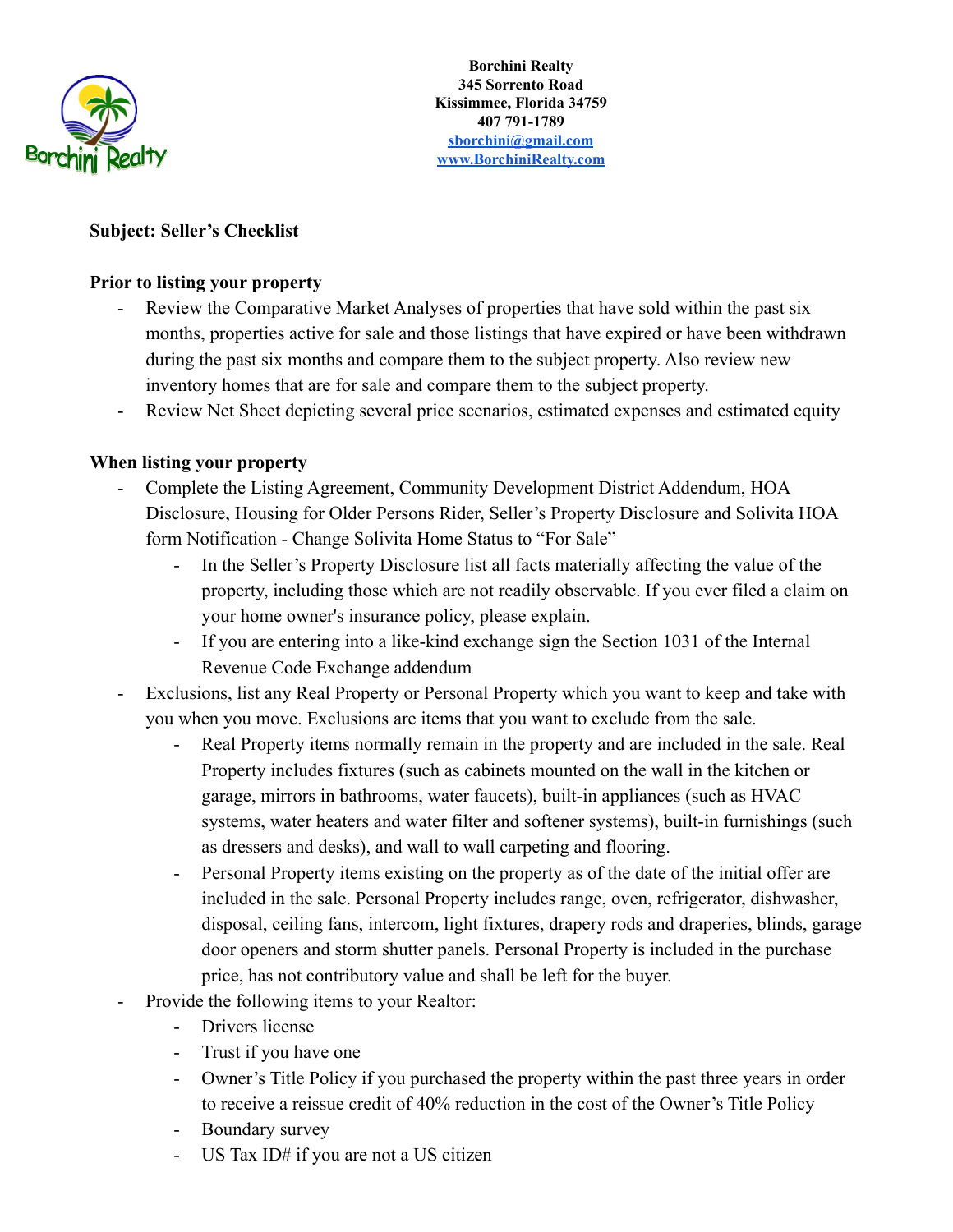**Borchini Realty**
**345 Sorrento Road**
**Kissimmee, Florida 34759**
**407 791-1789**
**[sborchini@gmail.com](mailto:sborchini@gmail.com)**
**[www.BorchiniRealty.com](http://www.BorchiniRealty.com)**

**Subject: Seller's Checklist**

**Prior to listing your property**

- Review the Comparative Market Analyses of properties that have sold within the past six months, properties active for sale and those listings that have expired or have been withdrawn during the past six months and compare them to the subject property. Also review new inventory homes that are for sale and compare them to the subject property.
- Review Net Sheet depicting several price scenarios, estimated expenses and estimated equity

**When listing your property**

- Complete the Listing Agreement, Community Development District Addendum, HOA Disclosure, Housing for Older Persons Rider, Seller's Property Disclosure and Solivita HOA form Notification - Change Solivita Home Status to "For Sale"
    - In the Seller's Property Disclosure list all facts materially affecting the value of the property, including those which are not readily observable. If you ever filed a claim on your home owner's insurance policy, please explain.
    - If you are entering into a like-kind exchange sign the Section 1031 of the Internal Revenue Code Exchange addendum
- Exclusions, list any Real Property or Personal Property which you want to keep and take with you when you move. Exclusions are items that you want to exclude from the sale.
    - Real Property items normally remain in the property and are included in the sale. Real Property includes fixtures (such as cabinets mounted on the wall in the kitchen or garage, mirrors in bathrooms, water faucets), built-in appliances (such as HVAC systems, water heaters and water filter and softener systems), built-in furnishings (such as dressers and desks), and wall to wall carpeting and flooring.
    - Personal Property items existing on the property as of the date of the initial offer are included in the sale. Personal Property includes range, oven, refrigerator, dishwasher, disposal, ceiling fans, intercom, light fixtures, drapery rods and draperies, blinds, garage door openers and storm shutter panels. Personal Property is included in the purchase price, has not contributory value and shall be left for the buyer.
- Provide the following items to your Realtor:
    - Drivers license
    - Trust if you have one
    - Owner's Title Policy if you purchased the property within the past three years in order to receive a reissue credit of 40% reduction in the cost of the Owner's Title Policy
    - Boundary survey
    - US Tax ID# if you are not a US citizen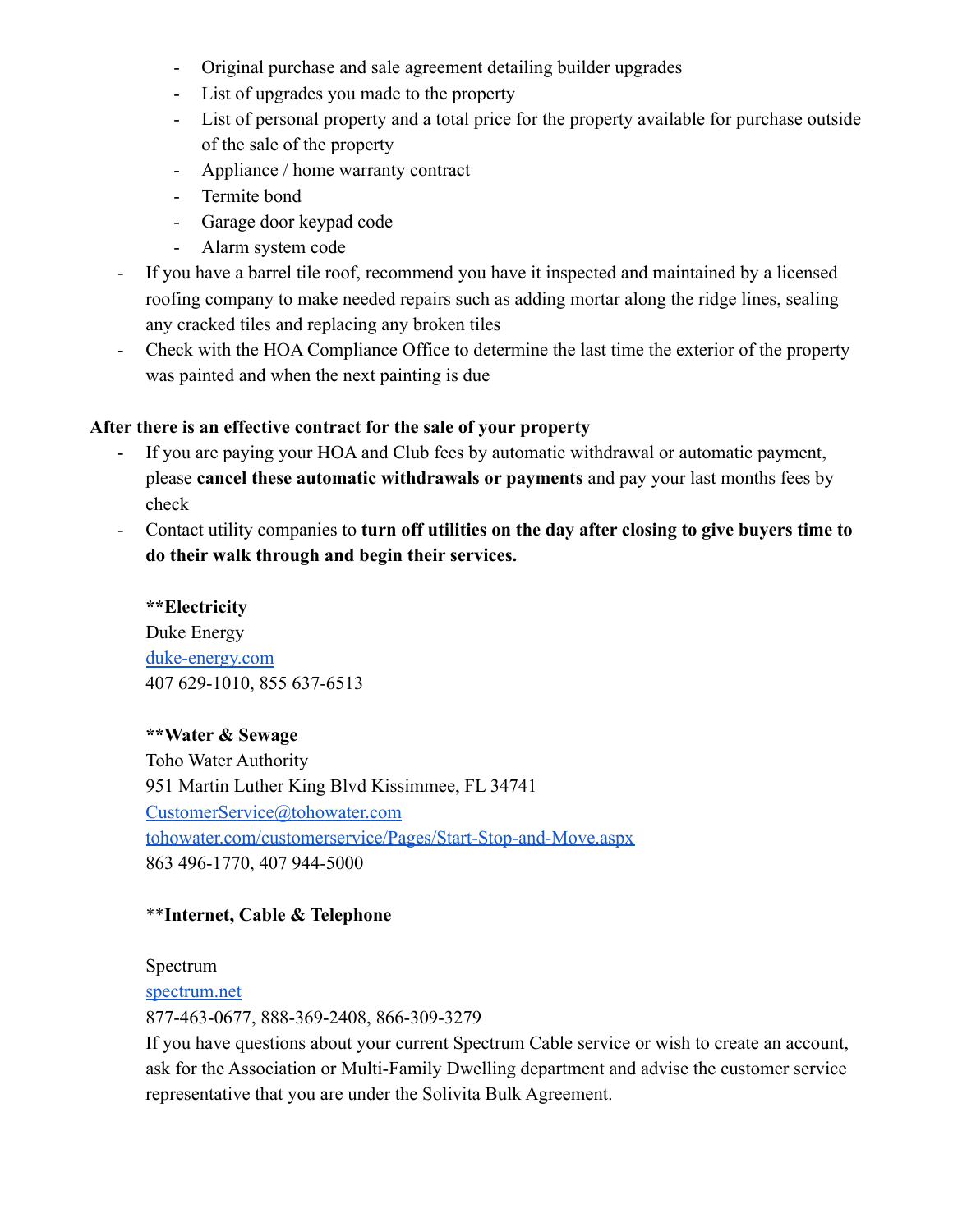- Original purchase and sale agreement detailing builder upgrades
  - List of upgrades you made to the property
  - List of personal property and a total price for the property available for purchase outside of the sale of the property
  - Appliance / home warranty contract
  - Termite bond
  - Garage door keypad code
  - Alarm system code
- If you have a barrel tile roof, recommend you have it inspected and maintained by a licensed roofing company to make needed repairs such as adding mortar along the ridge lines, sealing any cracked tiles and replacing any broken tiles
- Check with the HOA Compliance Office to determine the last time the exterior of the property was painted and when the next painting is due

**After there is an effective contract for the sale of your property**

- If you are paying your HOA and Club fees by automatic withdrawal or automatic payment, please **cancel these automatic withdrawals or payments** and pay your last months fees by check
- Contact utility companies to **turn off utilities on the day after closing to give buyers time to do their walk through and begin their services.**

  **\*\*Electricity**
  Duke Energy
  [duke-energy.com](duke-energy.com)
  407 629-1010, 855 637-6513

  **\*\*Water & Sewage**
  Toho Water Authority
  951 Martin Luther King Blvd Kissimmee, FL 34741
  [CustomerService@tohowater.com](mailto:CustomerService@tohowater.com)
  [tohowater.com/customerservice/Pages/Start-Stop-and-Move.aspx](tohowater.com/customerservice/Pages/Start-Stop-and-Move.aspx)
  863 496-1770, 407 944-5000

  \*\***Internet, Cable & Telephone**

  Spectrum
  [spectrum.net](spectrum.net)
  877-463-0677, 888-369-2408, 866-309-3279
  If you have questions about your current Spectrum Cable service or wish to create an account, ask for the Association or Multi-Family Dwelling department and advise the customer service representative that you are under the Solivita Bulk Agreement.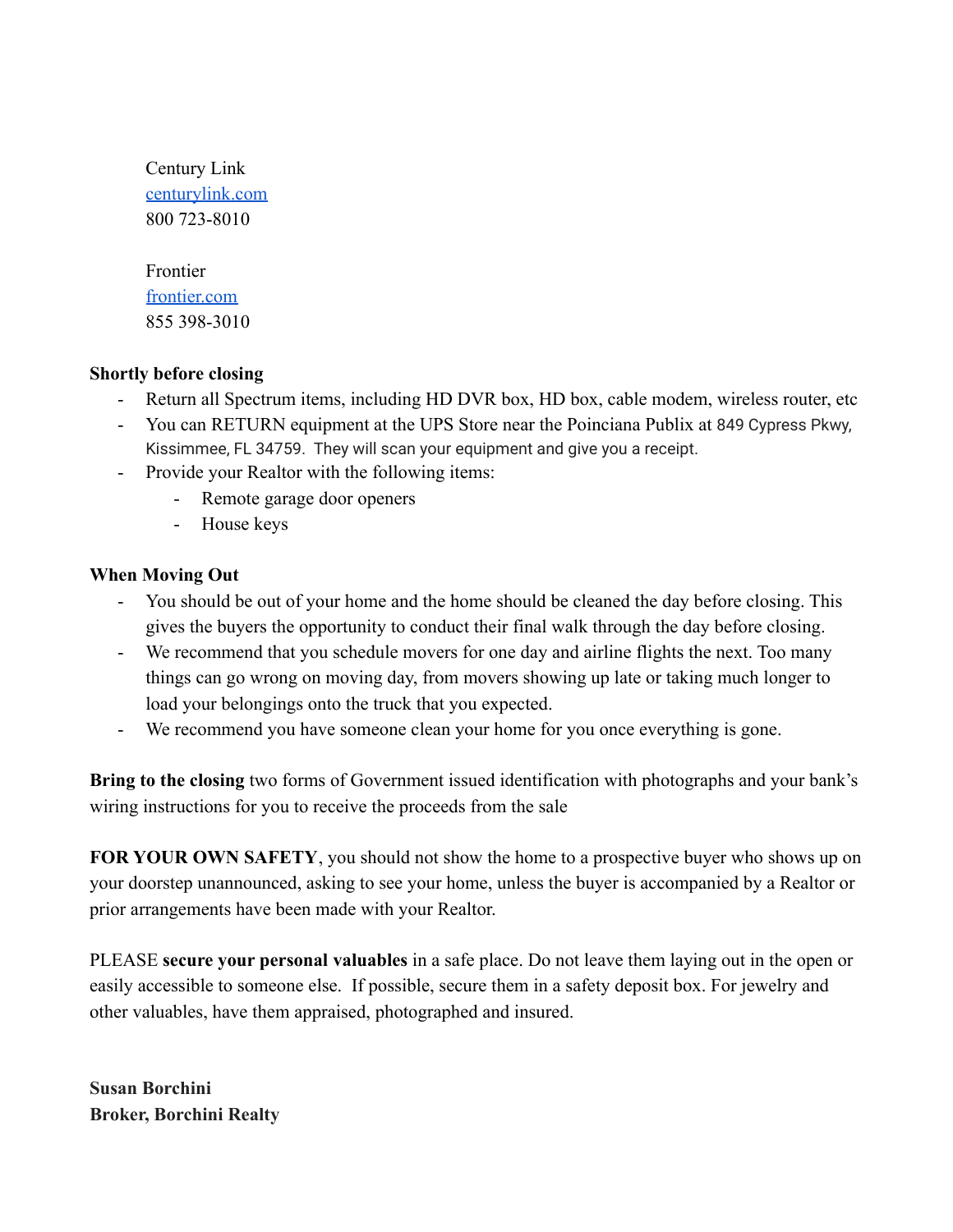Century Link
centurylink.com
800 723-8010

Frontier
frontier.com
855 398-3010

**Shortly before closing**

- Return all Spectrum items, including HD DVR box, HD box, cable modem, wireless router, etc
- You can RETURN equipment at the UPS Store near the Poinciana Publix at 849 Cypress Pkwy, Kissimmee, FL 34759. They will scan your equipment and give you a receipt.
- Provide your Realtor with the following items:
  - Remote garage door openers
  - House keys

**When Moving Out**

- You should be out of your home and the home should be cleaned the day before closing. This gives the buyers the opportunity to conduct their final walk through the day before closing.
- We recommend that you schedule movers for one day and airline flights the next. Too many things can go wrong on moving day, from movers showing up late or taking much longer to load your belongings onto the truck that you expected.
- We recommend you have someone clean your home for you once everything is gone.

**Bring to the closing** two forms of Government issued identification with photographs and your bank's wiring instructions for you to receive the proceeds from the sale

**FOR YOUR OWN SAFETY**, you should not show the home to a prospective buyer who shows up on your doorstep unannounced, asking to see your home, unless the buyer is accompanied by a Realtor or prior arrangements have been made with your Realtor.

PLEASE **secure your personal valuables** in a safe place. Do not leave them laying out in the open or easily accessible to someone else. If possible, secure them in a safety deposit box. For jewelry and other valuables, have them appraised, photographed and insured.

**Susan Borchini**
**Broker, Borchini Realty**